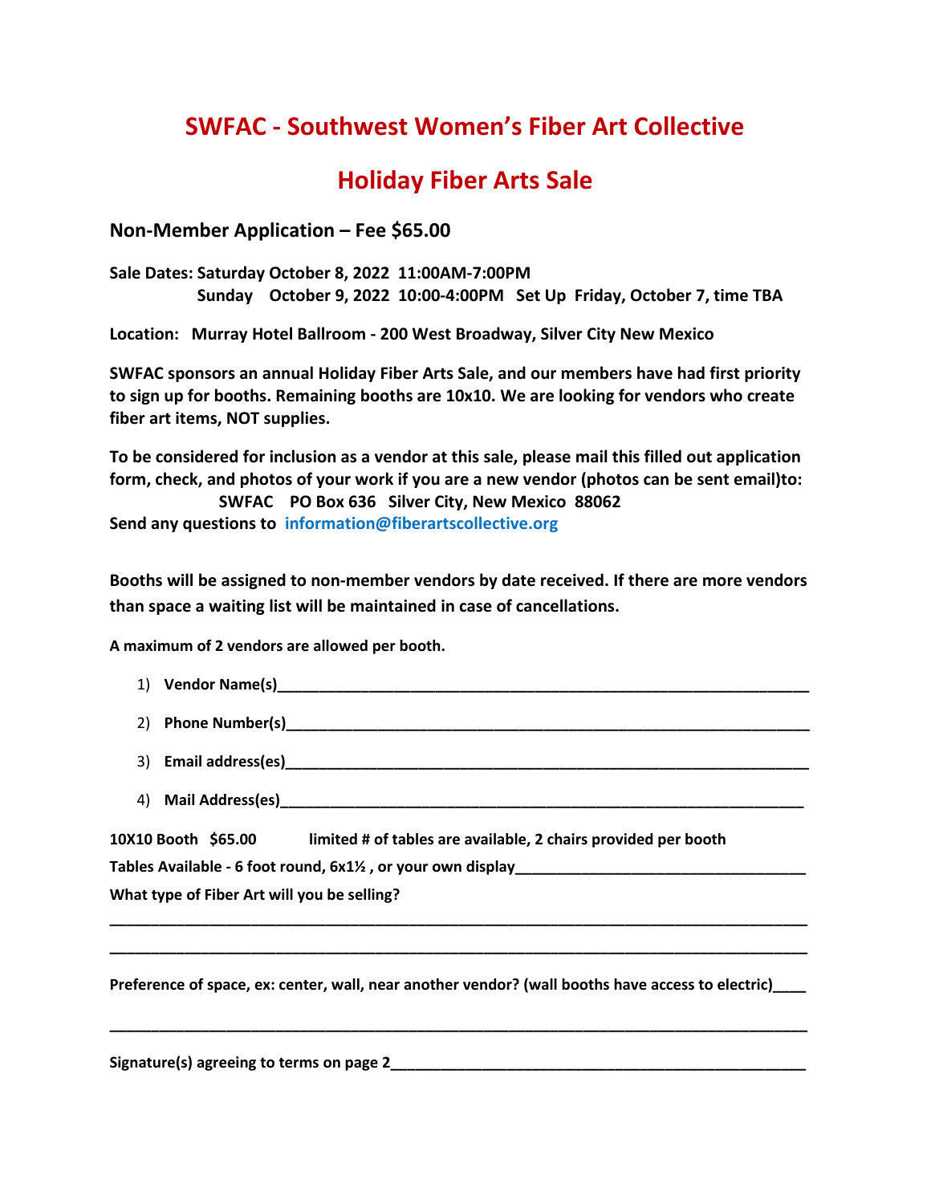# SWFAC - Southwest Women's Fiber Art Collective

## Holiday Fiber Arts Sale

### Non-Member Application – Fee $65.00

**Sale Dates: Saturday October 8, 2022 11:00AM-7:00PM**
**Sunday October 9, 2022 10:00-4:00PM Set Up Friday, October 7, time TBA**

**Location: Murray Hotel Ballroom - 200 West Broadway, Silver City New Mexico**

**SWFAC sponsors an annual Holiday Fiber Arts Sale, and our members have had first priority to sign up for booths. Remaining booths are 10x10. We are looking for vendors who create fiber art items, NOT supplies.**

**To be considered for inclusion as a vendor at this sale, please mail this filled out application form, check, and photos of your work if you are a new vendor (photos can be sent email)to:**
**SWFAC PO Box 636 Silver City, New Mexico 88062**
**Send any questions to information@fiberartscollective.org**

**Booths will be assigned to non-member vendors by date received. If there are more vendors than space a waiting list will be maintained in case of cancellations.**

**A maximum of 2 vendors are allowed per booth.**

1) **Vendor Name(s)**_______________________________________________________________
2) **Phone Number(s)**_______________________________________________________________
3) **Email address(es)**_______________________________________________________________
4) **Mail Address(es)**_______________________________________________________________

**10X10 Booth $65.00 limited # of tables are available, 2 chairs provided per booth**

**Tables Available - 6 foot round, 6x1½ , or your own display**___________________________________

**What type of Fiber Art will you be selling?**

_____________________________________________________________________________

_____________________________________________________________________________

**Preference of space, ex: center, wall, near another vendor? (wall booths have access to electric)**____

_____________________________________________________________________________

**Signature(s) agreeing to terms on page 2**_________________________________________________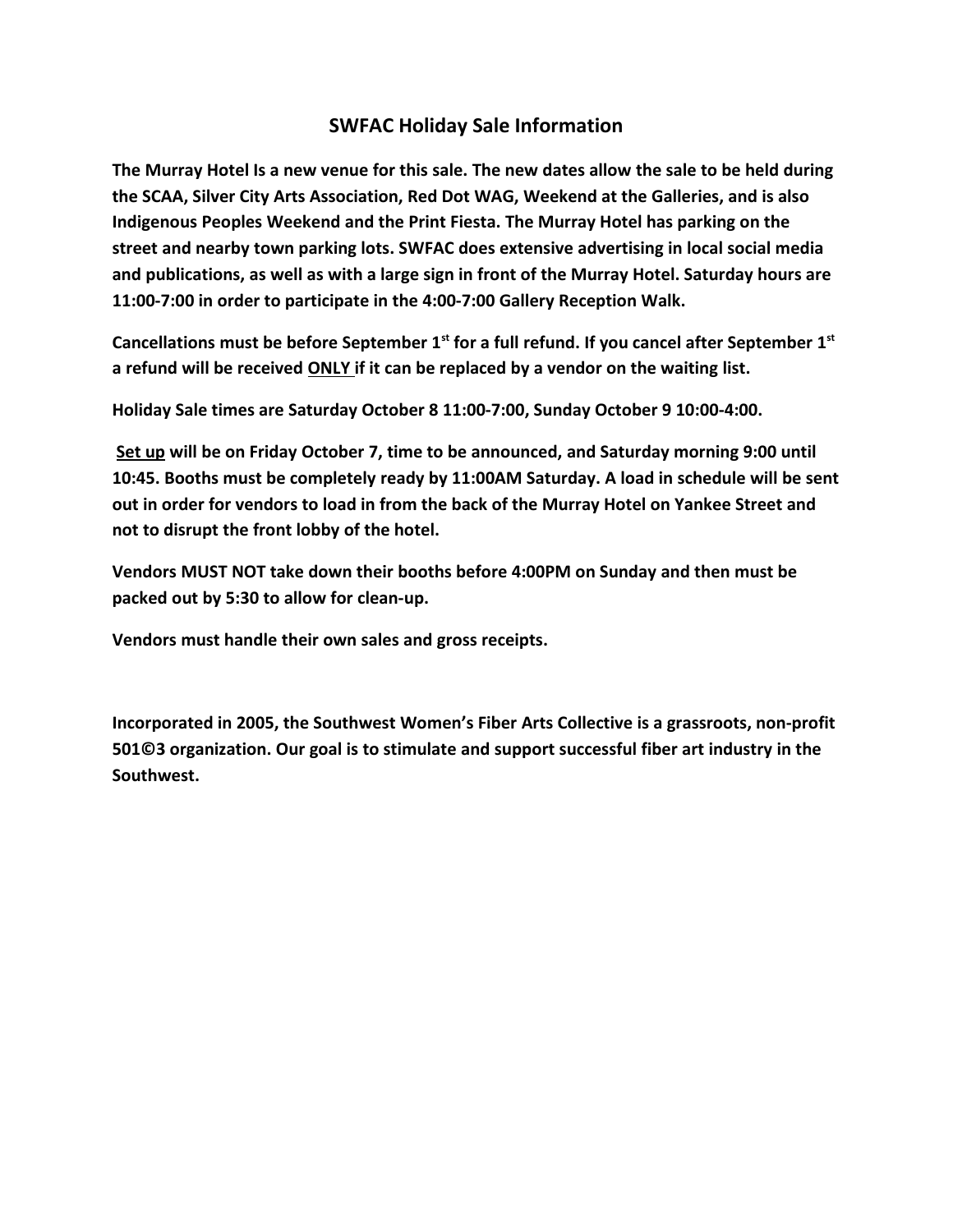## SWFAC Holiday Sale Information

**The Murray Hotel Is a new venue for this sale. The new dates allow the sale to be held during the SCAA, Silver City Arts Association, Red Dot WAG, Weekend at the Galleries, and is also Indigenous Peoples Weekend and the Print Fiesta. The Murray Hotel has parking on the street and nearby town parking lots. SWFAC does extensive advertising in local social media and publications, as well as with a large sign in front of the Murray Hotel. Saturday hours are 11:00-7:00 in order to participate in the 4:00-7:00 Gallery Reception Walk.**

**Cancellations must be before September 1st for a full refund. If you cancel after September 1st a refund will be received ONLY if it can be replaced by a vendor on the waiting list.**

**Holiday Sale times are Saturday October 8 11:00-7:00, Sunday October 9 10:00-4:00.**

**Set up will be on Friday October 7, time to be announced, and Saturday morning 9:00 until 10:45. Booths must be completely ready by 11:00AM Saturday. A load in schedule will be sent out in order for vendors to load in from the back of the Murray Hotel on Yankee Street and not to disrupt the front lobby of the hotel.**

**Vendors MUST NOT take down their booths before 4:00PM on Sunday and then must be packed out by 5:30 to allow for clean-up.**

**Vendors must handle their own sales and gross receipts.**

**Incorporated in 2005, the Southwest Women's Fiber Arts Collective is a grassroots, non-profit 501©3 organization. Our goal is to stimulate and support successful fiber art industry in the Southwest.**